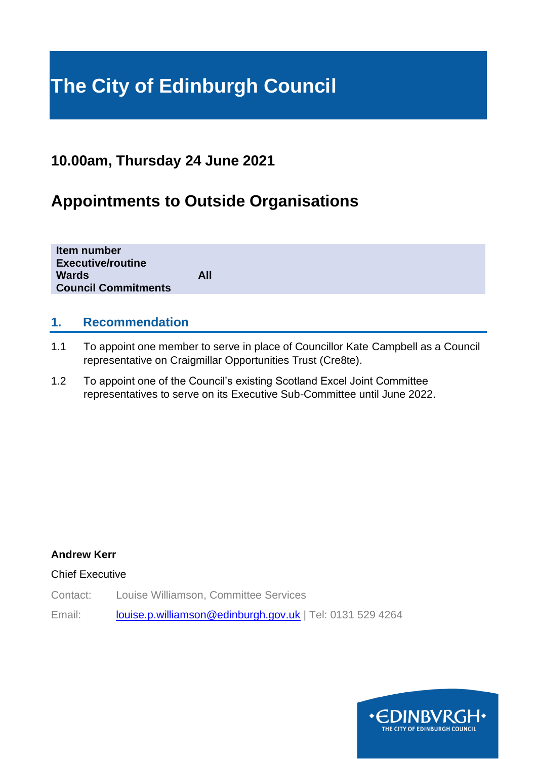# The City of Edinburgh Council

## 10.00am, Thursday 24 June 2021

## Appointments to Outside Organisations

| | |
|---|---|
| **Item number** | |
| **Executive/routine** | |
| **Wards** | **All** |
| **Council Commitments** | |

## 1. Recommendation

1.1 To appoint one member to serve in place of Councillor Kate Campbell as a Council representative on Craigmillar Opportunities Trust (Cre8te).

1.2 To appoint one of the Council's existing Scotland Excel Joint Committee representatives to serve on its Executive Sub-Committee until June 2022.

**Andrew Kerr**

Chief Executive

Contact: Louise Williamson, Committee Services

Email: louise.p.williamson@edinburgh.gov.uk | Tel: 0131 529 4264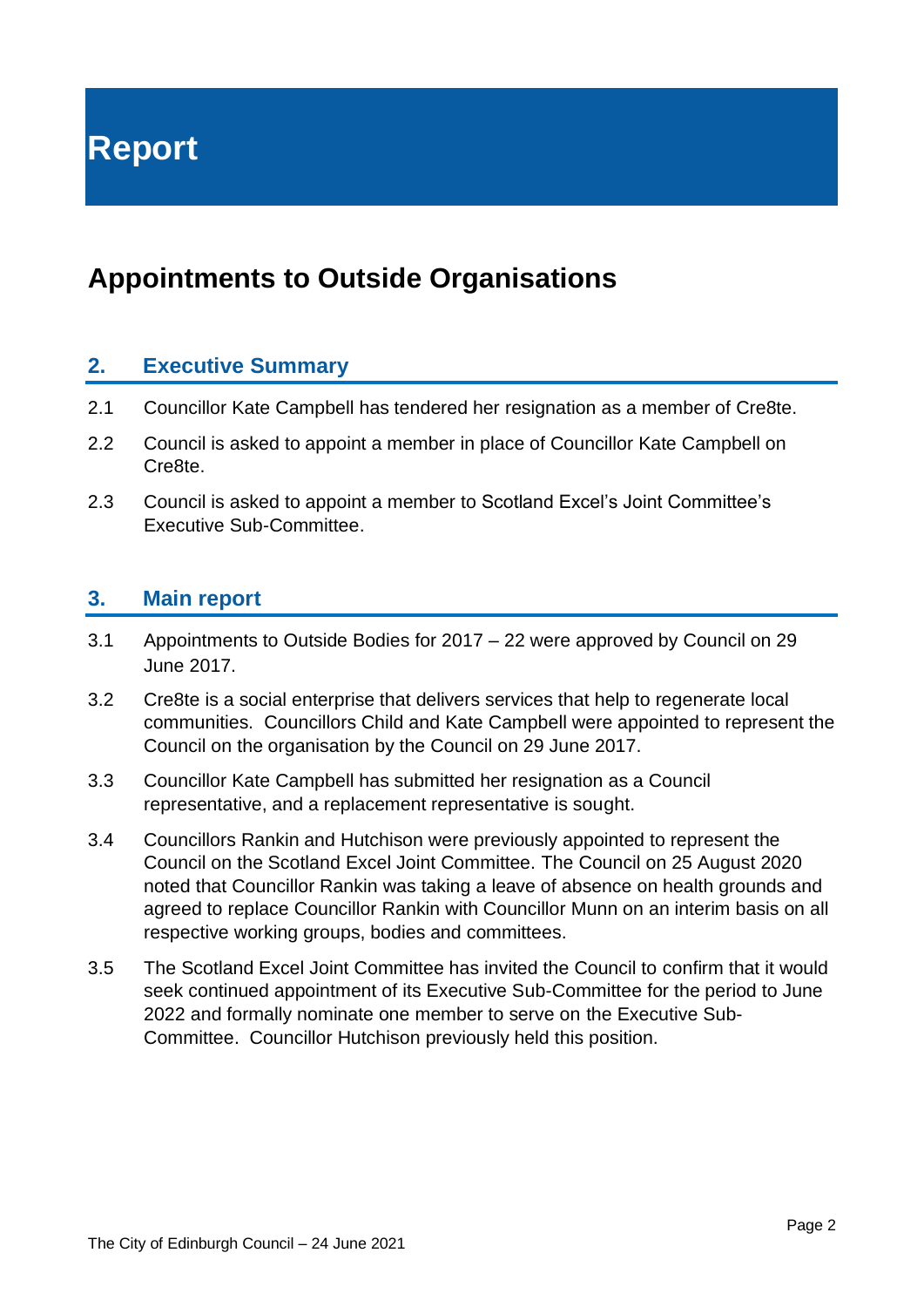# Report

# Appointments to Outside Organisations

## 2. Executive Summary

2.1 Councillor Kate Campbell has tendered her resignation as a member of Cre8te.

2.2 Council is asked to appoint a member in place of Councillor Kate Campbell on Cre8te.

2.3 Council is asked to appoint a member to Scotland Excel's Joint Committee's Executive Sub-Committee.

## 3. Main report

3.1 Appointments to Outside Bodies for 2017 – 22 were approved by Council on 29 June 2017.

3.2 Cre8te is a social enterprise that delivers services that help to regenerate local communities. Councillors Child and Kate Campbell were appointed to represent the Council on the organisation by the Council on 29 June 2017.

3.3 Councillor Kate Campbell has submitted her resignation as a Council representative, and a replacement representative is sought.

3.4 Councillors Rankin and Hutchison were previously appointed to represent the Council on the Scotland Excel Joint Committee. The Council on 25 August 2020 noted that Councillor Rankin was taking a leave of absence on health grounds and agreed to replace Councillor Rankin with Councillor Munn on an interim basis on all respective working groups, bodies and committees.

3.5 The Scotland Excel Joint Committee has invited the Council to confirm that it would seek continued appointment of its Executive Sub-Committee for the period to June 2022 and formally nominate one member to serve on the Executive Sub-Committee. Councillor Hutchison previously held this position.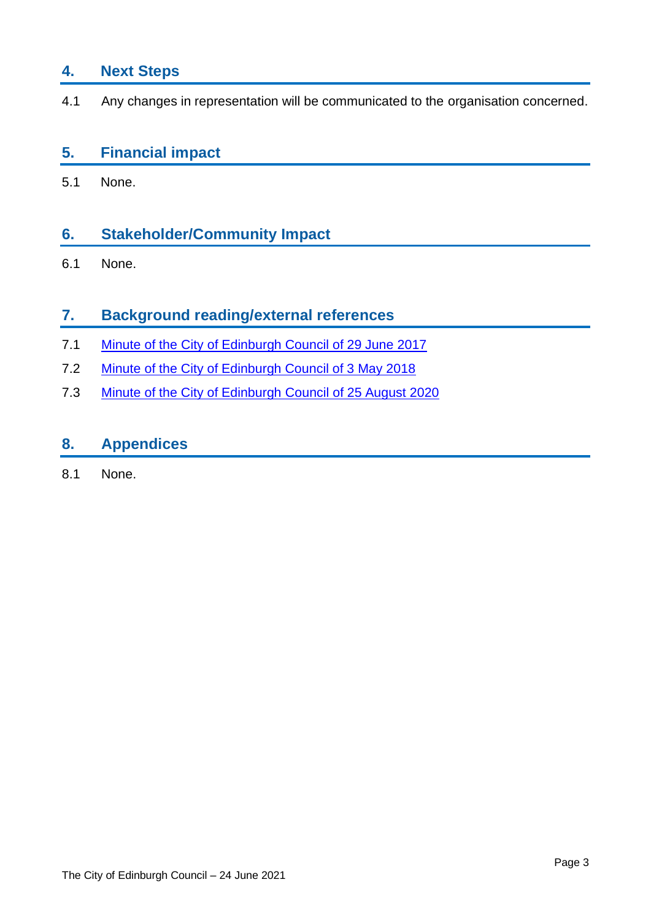## 4. Next Steps

4.1 Any changes in representation will be communicated to the organisation concerned.

## 5. Financial impact

5.1 None.

## 6. Stakeholder/Community Impact

6.1 None.

## 7. Background reading/external references

7.1 Minute of the City of Edinburgh Council of 29 June 2017

7.2 Minute of the City of Edinburgh Council of 3 May 2018

7.3 Minute of the City of Edinburgh Council of 25 August 2020

## 8. Appendices

8.1 None.